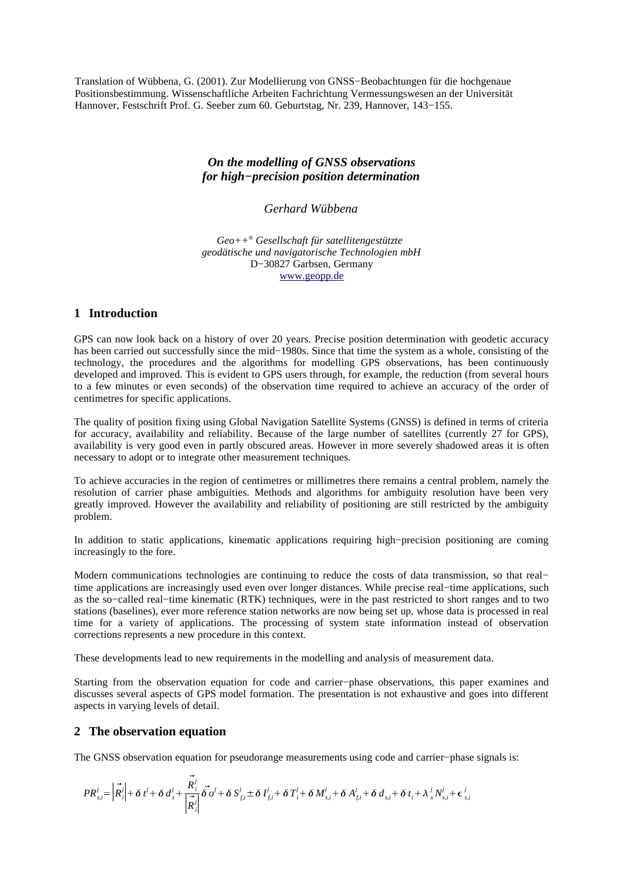Translation of Wübbena, G. (2001). Zur Modellierung von GNSS−Beobachtungen für die hochgenaue Positionsbestimmung. Wissenschaftliche Arbeiten Fachrichtung Vermessungswesen an der Universität Hannover, Festschrift Prof. G. Seeber zum 60. Geburtstag, Nr. 239, Hannover, 143−155.

# *On the modelling of GNSS observations for high−precision position determination*

*Gerhard Wübbena*

*Geo++® Gesellschaft für satellitengestützte geodätische und navigatorische Technologien mbH*
D−30827 Garbsen, Germany
www.geopp.de

## 1 Introduction

GPS can now look back on a history of over 20 years. Precise position determination with geodetic accuracy has been carried out successfully since the mid−1980s. Since that time the system as a whole, consisting of the technology, the procedures and the algorithms for modelling GPS observations, has been continuously developed and improved. This is evident to GPS users through, for example, the reduction (from several hours to a few minutes or even seconds) of the observation time required to achieve an accuracy of the order of centimetres for specific applications.

The quality of position fixing using Global Navigation Satellite Systems (GNSS) is defined in terms of criteria for accuracy, availability and reliability. Because of the large number of satellites (currently 27 for GPS), availability is very good even in partly obscured areas. However in more severely shadowed areas it is often necessary to adopt or to integrate other measurement techniques.

To achieve accuracies in the region of centimetres or millimetres there remains a central problem, namely the resolution of carrier phase ambiguities. Methods and algorithms for ambiguity resolution have been very greatly improved. However the availability and reliability of positioning are still restricted by the ambiguity problem.

In addition to static applications, kinematic applications requiring high−precision positioning are coming increasingly to the fore.

Modern communications technologies are continuing to reduce the costs of data transmission, so that real−time applications are increasingly used even over longer distances. While precise real−time applications, such as the so−called real−time kinematic (RTK) techniques, were in the past restricted to short ranges and to two stations (baselines), ever more reference station networks are now being set up, whose data is processed in real time for a variety of applications. The processing of system state information instead of observation corrections represents a new procedure in this context.

These developments lead to new requirements in the modelling and analysis of measurement data.

Starting from the observation equation for code and carrier−phase observations, this paper examines and discusses several aspects of GPS model formation. The presentation is not exhaustive and goes into different aspects in varying levels of detail.

## 2 The observation equation

The GNSS observation equation for pseudorange measurements using code and carrier−phase signals is:

$$PR^j_{s,i} = \left|\vec{R}^j_i\right| + \delta t^j + \delta d^j_s + \frac{\vec{R}^j_i}{\left|\vec{R}^j_i\right|}\delta\vec{o}^j + \delta S^j_{f,i} \pm \delta I^j_{f,i} + \delta T^j_i + \delta M^j_{s,i} + \delta A^j_{f,i} + \delta d_{s,i} + \delta t_i + \lambda^j_s N^j_{s,i} + \epsilon^j_{s,i}$$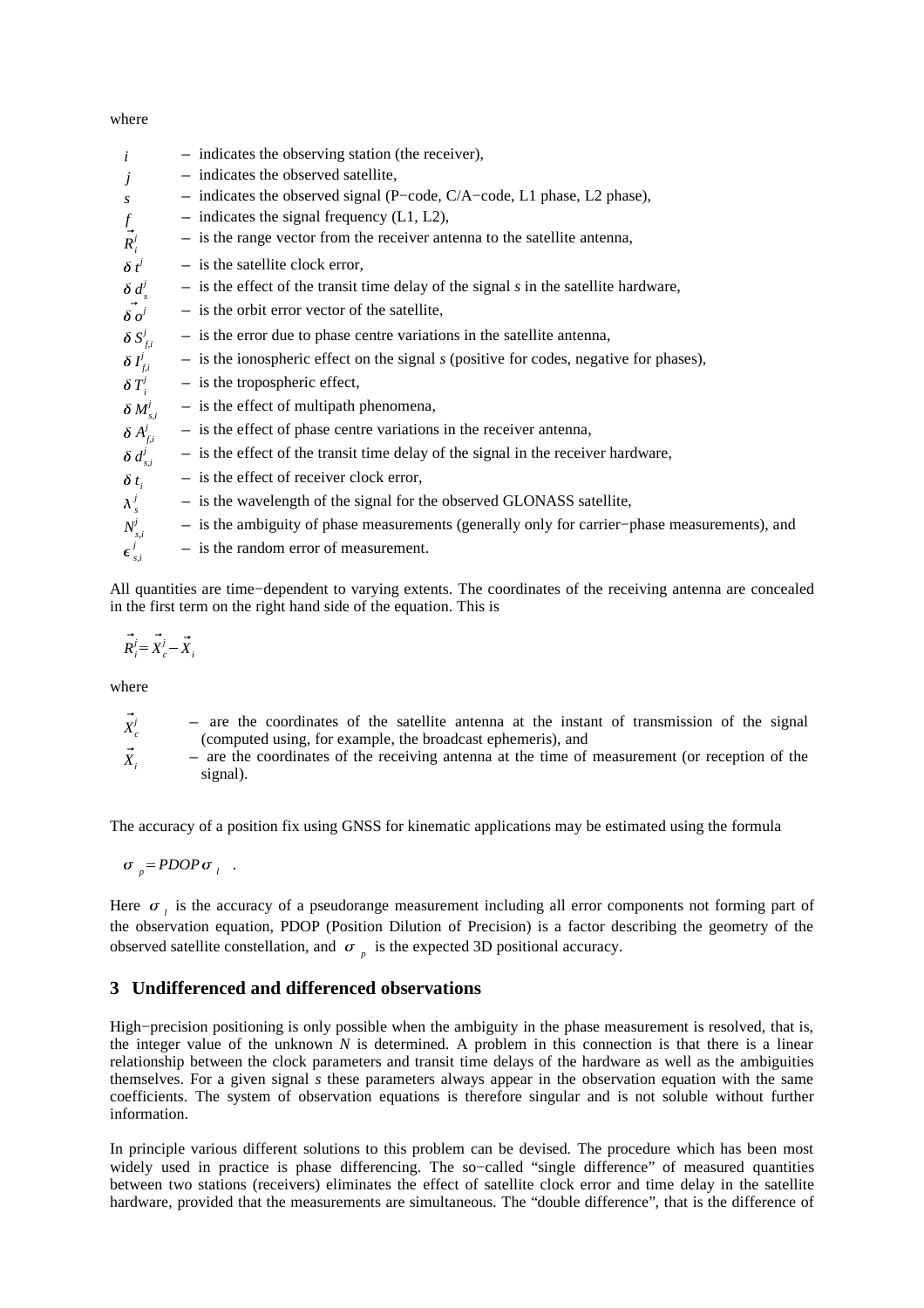where

| | |
|---|---|
| $i$ | – indicates the observing station (the receiver), |
| $j$ | – indicates the observed satellite, |
| $s$ | – indicates the observed signal (P−code, C/A−code, L1 phase, L2 phase), |
| $f$ | – indicates the signal frequency (L1, L2), |
| $\vec{R}_i^j$ | – is the range vector from the receiver antenna to the satellite antenna, |
| $\delta t^j$ | – is the satellite clock error, |
| $\delta d_s^j$ | – is the effect of the transit time delay of the signal $s$ in the satellite hardware, |
| $\delta \vec{o}^j$ | – is the orbit error vector of the satellite, |
| $\delta S_{f,i}^j$ | – is the error due to phase centre variations in the satellite antenna, |
| $\delta I_{f,i}^j$ | – is the ionospheric effect on the signal $s$ (positive for codes, negative for phases), |
| $\delta T_i^j$ | – is the tropospheric effect, |
| $\delta M_{s,i}^j$ | – is the effect of multipath phenomena, |
| $\delta A_{f,i}^j$ | – is the effect of phase centre variations in the receiver antenna, |
| $\delta d_{s,i}^j$ | – is the effect of the transit time delay of the signal in the receiver hardware, |
| $\delta t_i$ | – is the effect of receiver clock error, |
| $\lambda_s^j$ | – is the wavelength of the signal for the observed GLONASS satellite, |
| $N_{s,i}^j$ | – is the ambiguity of phase measurements (generally only for carrier−phase measurements), and |
| $\epsilon_{s,i}^j$ | – is the random error of measurement. |

All quantities are time−dependent to varying extents. The coordinates of the receiving antenna are concealed in the first term on the right hand side of the equation. This is

$$\vec{R}_i^j = \vec{X}_c^j - \vec{X}_i$$

where

| | |
|---|---|
| $\vec{X}_c^j$ | – are the coordinates of the satellite antenna at the instant of transmission of the signal (computed using, for example, the broadcast ephemeris), and |
| $\vec{X}_i$ | – are the coordinates of the receiving antenna at the time of measurement (or reception of the signal). |

The accuracy of a position fix using GNSS for kinematic applications may be estimated using the formula

$$\sigma_p = PDOP\,\sigma_l \quad .$$

Here $\sigma_l$ is the accuracy of a pseudorange measurement including all error components not forming part of the observation equation, PDOP (Position Dilution of Precision) is a factor describing the geometry of the observed satellite constellation, and $\sigma_p$ is the expected 3D positional accuracy.

## 3 Undifferenced and differenced observations

High−precision positioning is only possible when the ambiguity in the phase measurement is resolved, that is, the integer value of the unknown $N$ is determined. A problem in this connection is that there is a linear relationship between the clock parameters and transit time delays of the hardware as well as the ambiguities themselves. For a given signal $s$ these parameters always appear in the observation equation with the same coefficients. The system of observation equations is therefore singular and is not soluble without further information.

In principle various different solutions to this problem can be devised. The procedure which has been most widely used in practice is phase differencing. The so−called "single difference" of measured quantities between two stations (receivers) eliminates the effect of satellite clock error and time delay in the satellite hardware, provided that the measurements are simultaneous. The "double difference", that is the difference of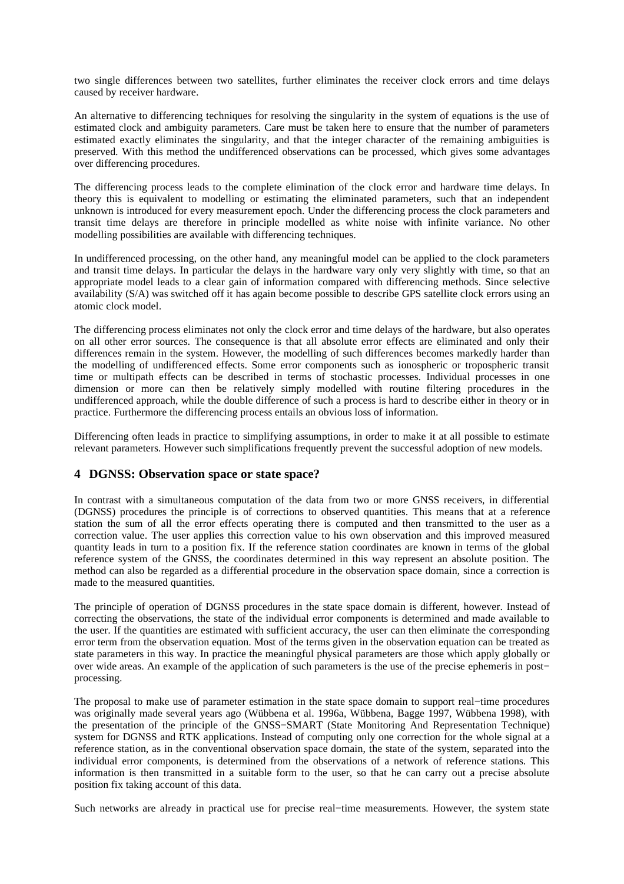two single differences between two satellites, further eliminates the receiver clock errors and time delays caused by receiver hardware.

An alternative to differencing techniques for resolving the singularity in the system of equations is the use of estimated clock and ambiguity parameters. Care must be taken here to ensure that the number of parameters estimated exactly eliminates the singularity, and that the integer character of the remaining ambiguities is preserved. With this method the undifferenced observations can be processed, which gives some advantages over differencing procedures.

The differencing process leads to the complete elimination of the clock error and hardware time delays. In theory this is equivalent to modelling or estimating the eliminated parameters, such that an independent unknown is introduced for every measurement epoch. Under the differencing process the clock parameters and transit time delays are therefore in principle modelled as white noise with infinite variance. No other modelling possibilities are available with differencing techniques.

In undifferenced processing, on the other hand, any meaningful model can be applied to the clock parameters and transit time delays. In particular the delays in the hardware vary only very slightly with time, so that an appropriate model leads to a clear gain of information compared with differencing methods. Since selective availability (S/A) was switched off it has again become possible to describe GPS satellite clock errors using an atomic clock model.

The differencing process eliminates not only the clock error and time delays of the hardware, but also operates on all other error sources. The consequence is that all absolute error effects are eliminated and only their differences remain in the system. However, the modelling of such differences becomes markedly harder than the modelling of undifferenced effects. Some error components such as ionospheric or tropospheric transit time or multipath effects can be described in terms of stochastic processes. Individual processes in one dimension or more can then be relatively simply modelled with routine filtering procedures in the undifferenced approach, while the double difference of such a process is hard to describe either in theory or in practice. Furthermore the differencing process entails an obvious loss of information.

Differencing often leads in practice to simplifying assumptions, in order to make it at all possible to estimate relevant parameters. However such simplifications frequently prevent the successful adoption of new models.

## 4 DGNSS: Observation space or state space?

In contrast with a simultaneous computation of the data from two or more GNSS receivers, in differential (DGNSS) procedures the principle is of corrections to observed quantities. This means that at a reference station the sum of all the error effects operating there is computed and then transmitted to the user as a correction value. The user applies this correction value to his own observation and this improved measured quantity leads in turn to a position fix. If the reference station coordinates are known in terms of the global reference system of the GNSS, the coordinates determined in this way represent an absolute position. The method can also be regarded as a differential procedure in the observation space domain, since a correction is made to the measured quantities.

The principle of operation of DGNSS procedures in the state space domain is different, however. Instead of correcting the observations, the state of the individual error components is determined and made available to the user. If the quantities are estimated with sufficient accuracy, the user can then eliminate the corresponding error term from the observation equation. Most of the terms given in the observation equation can be treated as state parameters in this way. In practice the meaningful physical parameters are those which apply globally or over wide areas. An example of the application of such parameters is the use of the precise ephemeris in post−processing.

The proposal to make use of parameter estimation in the state space domain to support real−time procedures was originally made several years ago (Wübbena et al. 1996a, Wübbena, Bagge 1997, Wübbena 1998), with the presentation of the principle of the GNSS−SMART (State Monitoring And Representation Technique) system for DGNSS and RTK applications. Instead of computing only one correction for the whole signal at a reference station, as in the conventional observation space domain, the state of the system, separated into the individual error components, is determined from the observations of a network of reference stations. This information is then transmitted in a suitable form to the user, so that he can carry out a precise absolute position fix taking account of this data.

Such networks are already in practical use for precise real−time measurements. However, the system state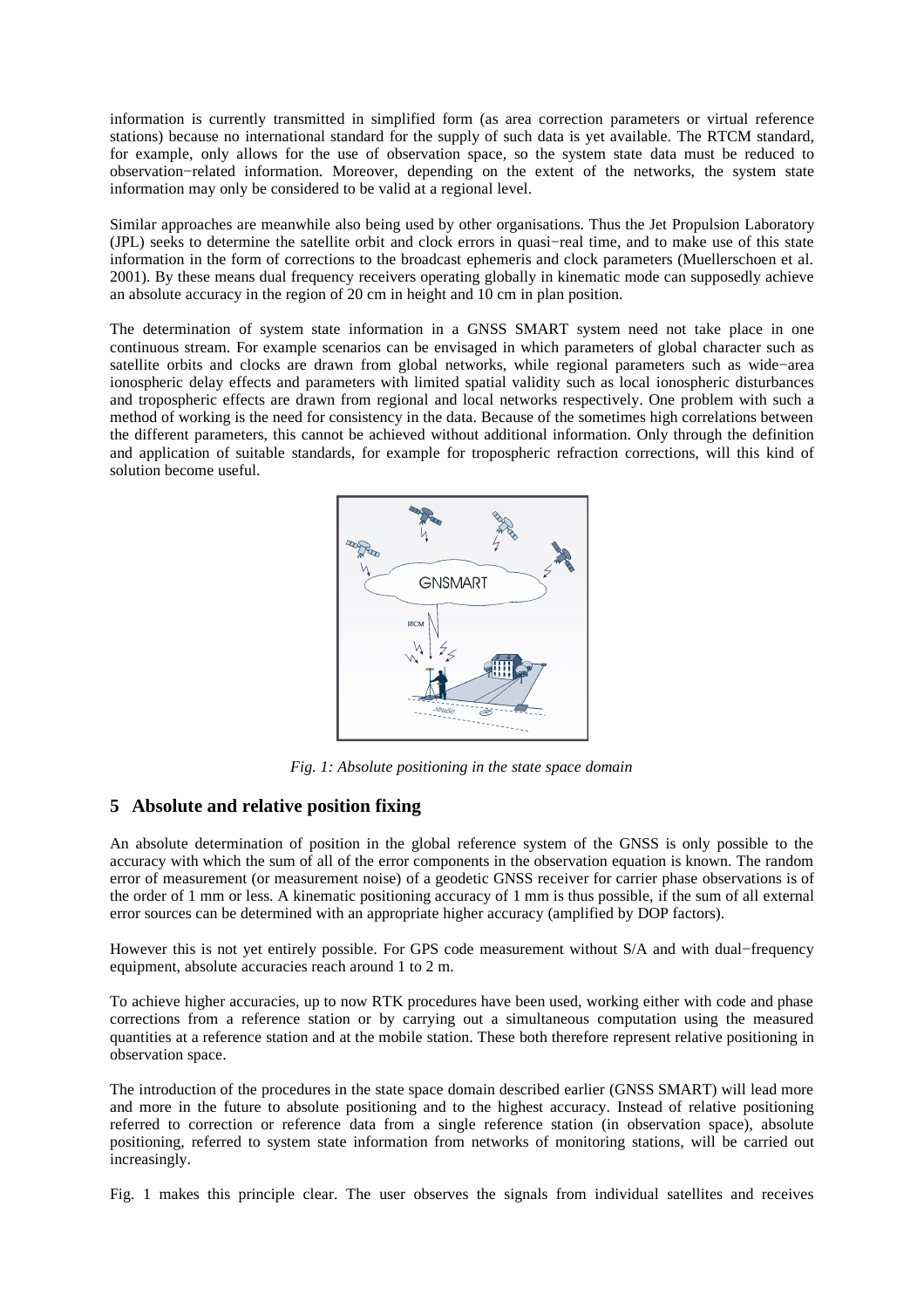information is currently transmitted in simplified form (as area correction parameters or virtual reference stations) because no international standard for the supply of such data is yet available. The RTCM standard, for example, only allows for the use of observation space, so the system state data must be reduced to observation−related information. Moreover, depending on the extent of the networks, the system state information may only be considered to be valid at a regional level.

Similar approaches are meanwhile also being used by other organisations. Thus the Jet Propulsion Laboratory (JPL) seeks to determine the satellite orbit and clock errors in quasi−real time, and to make use of this state information in the form of corrections to the broadcast ephemeris and clock parameters (Muellerschoen et al. 2001). By these means dual frequency receivers operating globally in kinematic mode can supposedly achieve an absolute accuracy in the region of 20 cm in height and 10 cm in plan position.

The determination of system state information in a GNSS SMART system need not take place in one continuous stream. For example scenarios can be envisaged in which parameters of global character such as satellite orbits and clocks are drawn from global networks, while regional parameters such as wide−area ionospheric delay effects and parameters with limited spatial validity such as local ionospheric disturbances and tropospheric effects are drawn from regional and local networks respectively. One problem with such a method of working is the need for consistency in the data. Because of the sometimes high correlations between the different parameters, this cannot be achieved without additional information. Only through the definition and application of suitable standards, for example for tropospheric refraction corrections, will this kind of solution become useful.

*Fig. 1: Absolute positioning in the state space domain*

## 5 Absolute and relative position fixing

An absolute determination of position in the global reference system of the GNSS is only possible to the accuracy with which the sum of all of the error components in the observation equation is known. The random error of measurement (or measurement noise) of a geodetic GNSS receiver for carrier phase observations is of the order of 1 mm or less. A kinematic positioning accuracy of 1 mm is thus possible, if the sum of all external error sources can be determined with an appropriate higher accuracy (amplified by DOP factors).

However this is not yet entirely possible. For GPS code measurement without S/A and with dual−frequency equipment, absolute accuracies reach around 1 to 2 m.

To achieve higher accuracies, up to now RTK procedures have been used, working either with code and phase corrections from a reference station or by carrying out a simultaneous computation using the measured quantities at a reference station and at the mobile station. These both therefore represent relative positioning in observation space.

The introduction of the procedures in the state space domain described earlier (GNSS SMART) will lead more and more in the future to absolute positioning and to the highest accuracy. Instead of relative positioning referred to correction or reference data from a single reference station (in observation space), absolute positioning, referred to system state information from networks of monitoring stations, will be carried out increasingly.

Fig. 1 makes this principle clear. The user observes the signals from individual satellites and receives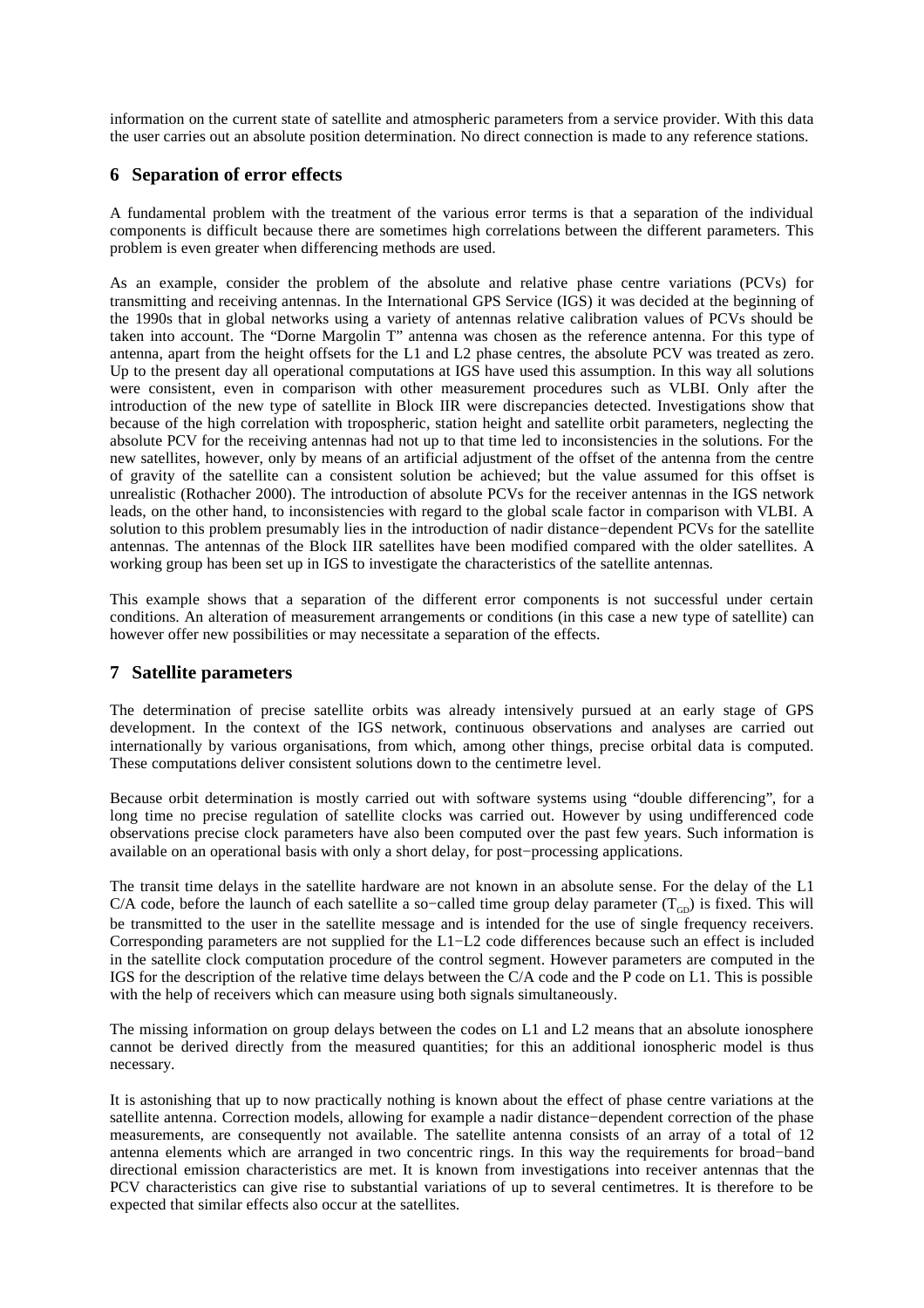information on the current state of satellite and atmospheric parameters from a service provider. With this data the user carries out an absolute position determination. No direct connection is made to any reference stations.

## 6 Separation of error effects

A fundamental problem with the treatment of the various error terms is that a separation of the individual components is difficult because there are sometimes high correlations between the different parameters. This problem is even greater when differencing methods are used.

As an example, consider the problem of the absolute and relative phase centre variations (PCVs) for transmitting and receiving antennas. In the International GPS Service (IGS) it was decided at the beginning of the 1990s that in global networks using a variety of antennas relative calibration values of PCVs should be taken into account. The "Dorne Margolin T" antenna was chosen as the reference antenna. For this type of antenna, apart from the height offsets for the L1 and L2 phase centres, the absolute PCV was treated as zero. Up to the present day all operational computations at IGS have used this assumption. In this way all solutions were consistent, even in comparison with other measurement procedures such as VLBI. Only after the introduction of the new type of satellite in Block IIR were discrepancies detected. Investigations show that because of the high correlation with tropospheric, station height and satellite orbit parameters, neglecting the absolute PCV for the receiving antennas had not up to that time led to inconsistencies in the solutions. For the new satellites, however, only by means of an artificial adjustment of the offset of the antenna from the centre of gravity of the satellite can a consistent solution be achieved; but the value assumed for this offset is unrealistic (Rothacher 2000). The introduction of absolute PCVs for the receiver antennas in the IGS network leads, on the other hand, to inconsistencies with regard to the global scale factor in comparison with VLBI. A solution to this problem presumably lies in the introduction of nadir distance−dependent PCVs for the satellite antennas. The antennas of the Block IIR satellites have been modified compared with the older satellites. A working group has been set up in IGS to investigate the characteristics of the satellite antennas.

This example shows that a separation of the different error components is not successful under certain conditions. An alteration of measurement arrangements or conditions (in this case a new type of satellite) can however offer new possibilities or may necessitate a separation of the effects.

## 7 Satellite parameters

The determination of precise satellite orbits was already intensively pursued at an early stage of GPS development. In the context of the IGS network, continuous observations and analyses are carried out internationally by various organisations, from which, among other things, precise orbital data is computed. These computations deliver consistent solutions down to the centimetre level.

Because orbit determination is mostly carried out with software systems using "double differencing", for a long time no precise regulation of satellite clocks was carried out. However by using undifferenced code observations precise clock parameters have also been computed over the past few years. Such information is available on an operational basis with only a short delay, for post−processing applications.

The transit time delays in the satellite hardware are not known in an absolute sense. For the delay of the L1 C/A code, before the launch of each satellite a so−called time group delay parameter ($T_{GD}$) is fixed. This will be transmitted to the user in the satellite message and is intended for the use of single frequency receivers. Corresponding parameters are not supplied for the L1−L2 code differences because such an effect is included in the satellite clock computation procedure of the control segment. However parameters are computed in the IGS for the description of the relative time delays between the C/A code and the P code on L1. This is possible with the help of receivers which can measure using both signals simultaneously.

The missing information on group delays between the codes on L1 and L2 means that an absolute ionosphere cannot be derived directly from the measured quantities; for this an additional ionospheric model is thus necessary.

It is astonishing that up to now practically nothing is known about the effect of phase centre variations at the satellite antenna. Correction models, allowing for example a nadir distance−dependent correction of the phase measurements, are consequently not available. The satellite antenna consists of an array of a total of 12 antenna elements which are arranged in two concentric rings. In this way the requirements for broad−band directional emission characteristics are met. It is known from investigations into receiver antennas that the PCV characteristics can give rise to substantial variations of up to several centimetres. It is therefore to be expected that similar effects also occur at the satellites.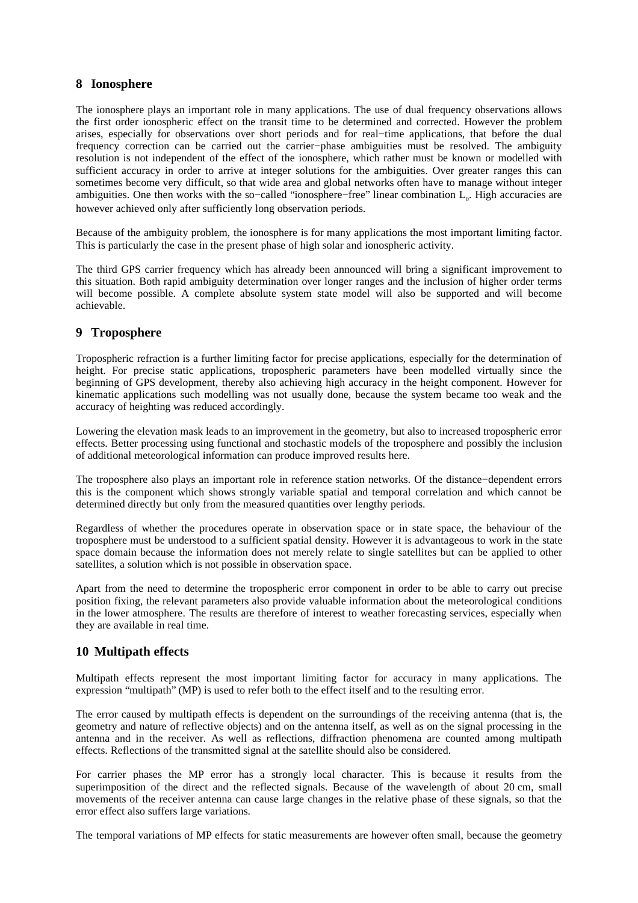## 8 Ionosphere

The ionosphere plays an important role in many applications. The use of dual frequency observations allows the first order ionospheric effect on the transit time to be determined and corrected. However the problem arises, especially for observations over short periods and for real−time applications, that before the dual frequency correction can be carried out the carrier−phase ambiguities must be resolved. The ambiguity resolution is not independent of the effect of the ionosphere, which rather must be known or modelled with sufficient accuracy in order to arrive at integer solutions for the ambiguities. Over greater ranges this can sometimes become very difficult, so that wide area and global networks often have to manage without integer ambiguities. One then works with the so−called "ionosphere−free" linear combination $L_0$. High accuracies are however achieved only after sufficiently long observation periods.

Because of the ambiguity problem, the ionosphere is for many applications the most important limiting factor. This is particularly the case in the present phase of high solar and ionospheric activity.

The third GPS carrier frequency which has already been announced will bring a significant improvement to this situation. Both rapid ambiguity determination over longer ranges and the inclusion of higher order terms will become possible. A complete absolute system state model will also be supported and will become achievable.

## 9 Troposphere

Tropospheric refraction is a further limiting factor for precise applications, especially for the determination of height. For precise static applications, tropospheric parameters have been modelled virtually since the beginning of GPS development, thereby also achieving high accuracy in the height component. However for kinematic applications such modelling was not usually done, because the system became too weak and the accuracy of heighting was reduced accordingly.

Lowering the elevation mask leads to an improvement in the geometry, but also to increased tropospheric error effects. Better processing using functional and stochastic models of the troposphere and possibly the inclusion of additional meteorological information can produce improved results here.

The troposphere also plays an important role in reference station networks. Of the distance−dependent errors this is the component which shows strongly variable spatial and temporal correlation and which cannot be determined directly but only from the measured quantities over lengthy periods.

Regardless of whether the procedures operate in observation space or in state space, the behaviour of the troposphere must be understood to a sufficient spatial density. However it is advantageous to work in the state space domain because the information does not merely relate to single satellites but can be applied to other satellites, a solution which is not possible in observation space.

Apart from the need to determine the tropospheric error component in order to be able to carry out precise position fixing, the relevant parameters also provide valuable information about the meteorological conditions in the lower atmosphere. The results are therefore of interest to weather forecasting services, especially when they are available in real time.

## 10 Multipath effects

Multipath effects represent the most important limiting factor for accuracy in many applications. The expression "multipath" (MP) is used to refer both to the effect itself and to the resulting error.

The error caused by multipath effects is dependent on the surroundings of the receiving antenna (that is, the geometry and nature of reflective objects) and on the antenna itself, as well as on the signal processing in the antenna and in the receiver. As well as reflections, diffraction phenomena are counted among multipath effects. Reflections of the transmitted signal at the satellite should also be considered.

For carrier phases the MP error has a strongly local character. This is because it results from the superimposition of the direct and the reflected signals. Because of the wavelength of about 20 cm, small movements of the receiver antenna can cause large changes in the relative phase of these signals, so that the error effect also suffers large variations.

The temporal variations of MP effects for static measurements are however often small, because the geometry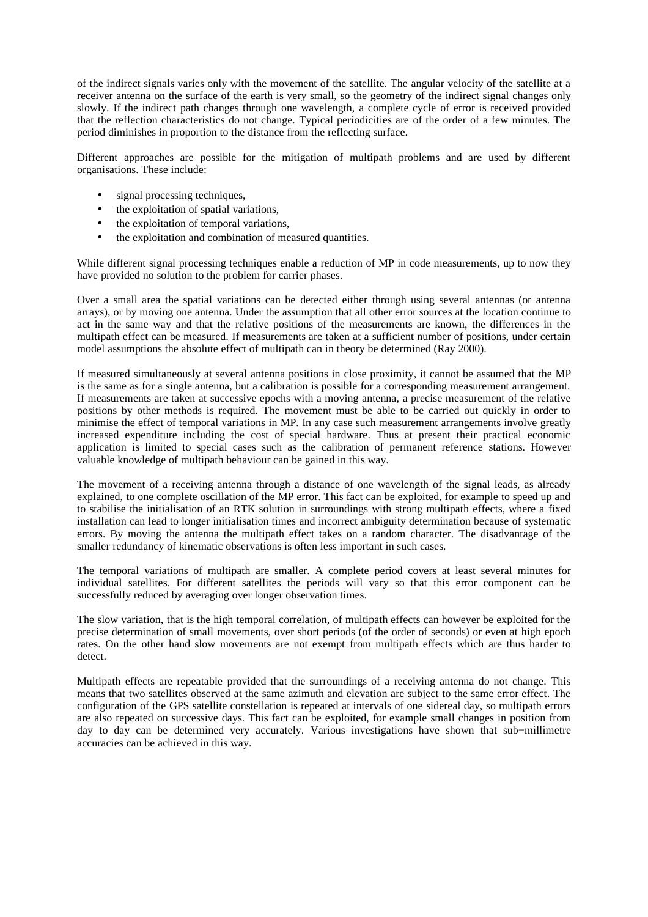of the indirect signals varies only with the movement of the satellite. The angular velocity of the satellite at a receiver antenna on the surface of the earth is very small, so the geometry of the indirect signal changes only slowly. If the indirect path changes through one wavelength, a complete cycle of error is received provided that the reflection characteristics do not change. Typical periodicities are of the order of a few minutes. The period diminishes in proportion to the distance from the reflecting surface.

Different approaches are possible for the mitigation of multipath problems and are used by different organisations. These include:

- signal processing techniques,
- the exploitation of spatial variations,
- the exploitation of temporal variations,
- the exploitation and combination of measured quantities.

While different signal processing techniques enable a reduction of MP in code measurements, up to now they have provided no solution to the problem for carrier phases.

Over a small area the spatial variations can be detected either through using several antennas (or antenna arrays), or by moving one antenna. Under the assumption that all other error sources at the location continue to act in the same way and that the relative positions of the measurements are known, the differences in the multipath effect can be measured. If measurements are taken at a sufficient number of positions, under certain model assumptions the absolute effect of multipath can in theory be determined (Ray 2000).

If measured simultaneously at several antenna positions in close proximity, it cannot be assumed that the MP is the same as for a single antenna, but a calibration is possible for a corresponding measurement arrangement. If measurements are taken at successive epochs with a moving antenna, a precise measurement of the relative positions by other methods is required. The movement must be able to be carried out quickly in order to minimise the effect of temporal variations in MP. In any case such measurement arrangements involve greatly increased expenditure including the cost of special hardware. Thus at present their practical economic application is limited to special cases such as the calibration of permanent reference stations. However valuable knowledge of multipath behaviour can be gained in this way.

The movement of a receiving antenna through a distance of one wavelength of the signal leads, as already explained, to one complete oscillation of the MP error. This fact can be exploited, for example to speed up and to stabilise the initialisation of an RTK solution in surroundings with strong multipath effects, where a fixed installation can lead to longer initialisation times and incorrect ambiguity determination because of systematic errors. By moving the antenna the multipath effect takes on a random character. The disadvantage of the smaller redundancy of kinematic observations is often less important in such cases.

The temporal variations of multipath are smaller. A complete period covers at least several minutes for individual satellites. For different satellites the periods will vary so that this error component can be successfully reduced by averaging over longer observation times.

The slow variation, that is the high temporal correlation, of multipath effects can however be exploited for the precise determination of small movements, over short periods (of the order of seconds) or even at high epoch rates. On the other hand slow movements are not exempt from multipath effects which are thus harder to detect.

Multipath effects are repeatable provided that the surroundings of a receiving antenna do not change. This means that two satellites observed at the same azimuth and elevation are subject to the same error effect. The configuration of the GPS satellite constellation is repeated at intervals of one sidereal day, so multipath errors are also repeated on successive days. This fact can be exploited, for example small changes in position from day to day can be determined very accurately. Various investigations have shown that sub−millimetre accuracies can be achieved in this way.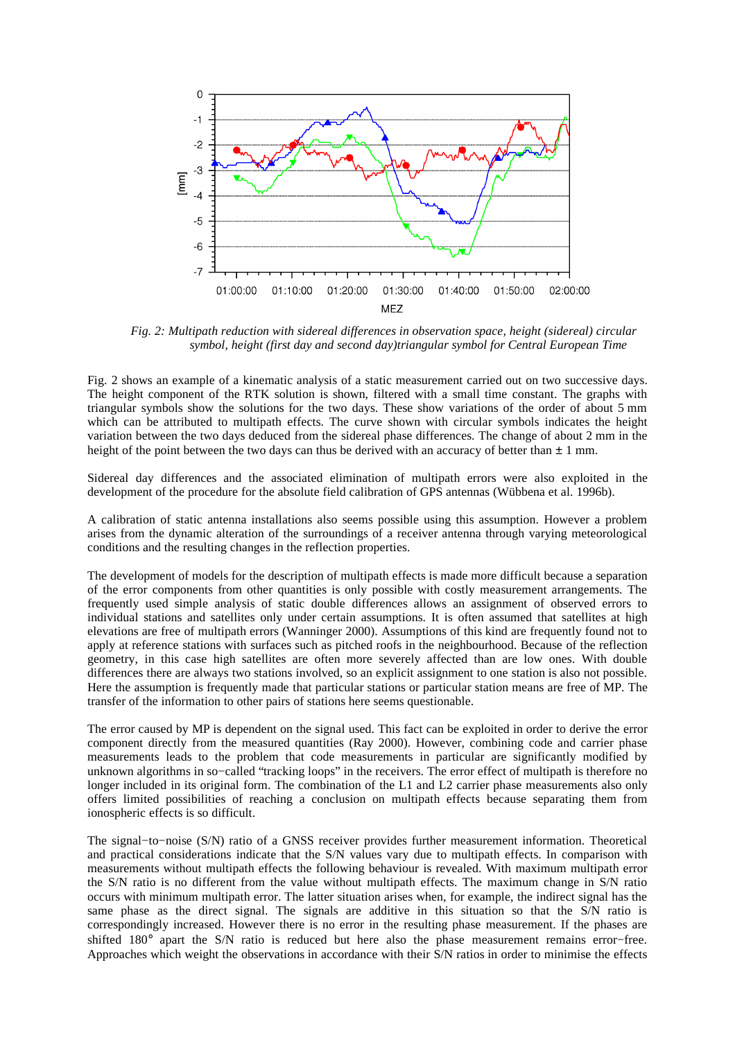*Fig. 2: Multipath reduction with sidereal differences in observation space, height (sidereal) circular symbol, height (first day and second day)triangular symbol for Central European Time*

Fig. 2 shows an example of a kinematic analysis of a static measurement carried out on two successive days. The height component of the RTK solution is shown, filtered with a small time constant. The graphs with triangular symbols show the solutions for the two days. These show variations of the order of about 5 mm which can be attributed to multipath effects. The curve shown with circular symbols indicates the height variation between the two days deduced from the sidereal phase differences. The change of about 2 mm in the height of the point between the two days can thus be derived with an accuracy of better than ± 1 mm.

Sidereal day differences and the associated elimination of multipath errors were also exploited in the development of the procedure for the absolute field calibration of GPS antennas (Wübbena et al. 1996b).

A calibration of static antenna installations also seems possible using this assumption. However a problem arises from the dynamic alteration of the surroundings of a receiver antenna through varying meteorological conditions and the resulting changes in the reflection properties.

The development of models for the description of multipath effects is made more difficult because a separation of the error components from other quantities is only possible with costly measurement arrangements. The frequently used simple analysis of static double differences allows an assignment of observed errors to individual stations and satellites only under certain assumptions. It is often assumed that satellites at high elevations are free of multipath errors (Wanninger 2000). Assumptions of this kind are frequently found not to apply at reference stations with surfaces such as pitched roofs in the neighbourhood. Because of the reflection geometry, in this case high satellites are often more severely affected than are low ones. With double differences there are always two stations involved, so an explicit assignment to one station is also not possible. Here the assumption is frequently made that particular stations or particular station means are free of MP. The transfer of the information to other pairs of stations here seems questionable.

The error caused by MP is dependent on the signal used. This fact can be exploited in order to derive the error component directly from the measured quantities (Ray 2000). However, combining code and carrier phase measurements leads to the problem that code measurements in particular are significantly modified by unknown algorithms in so−called "tracking loops" in the receivers. The error effect of multipath is therefore no longer included in its original form. The combination of the L1 and L2 carrier phase measurements also only offers limited possibilities of reaching a conclusion on multipath effects because separating them from ionospheric effects is so difficult.

The signal−to−noise (S/N) ratio of a GNSS receiver provides further measurement information. Theoretical and practical considerations indicate that the S/N values vary due to multipath effects. In comparison with measurements without multipath effects the following behaviour is revealed. With maximum multipath error the S/N ratio is no different from the value without multipath effects. The maximum change in S/N ratio occurs with minimum multipath error. The latter situation arises when, for example, the indirect signal has the same phase as the direct signal. The signals are additive in this situation so that the S/N ratio is correspondingly increased. However there is no error in the resulting phase measurement. If the phases are shifted 180° apart the S/N ratio is reduced but here also the phase measurement remains error−free. Approaches which weight the observations in accordance with their S/N ratios in order to minimise the effects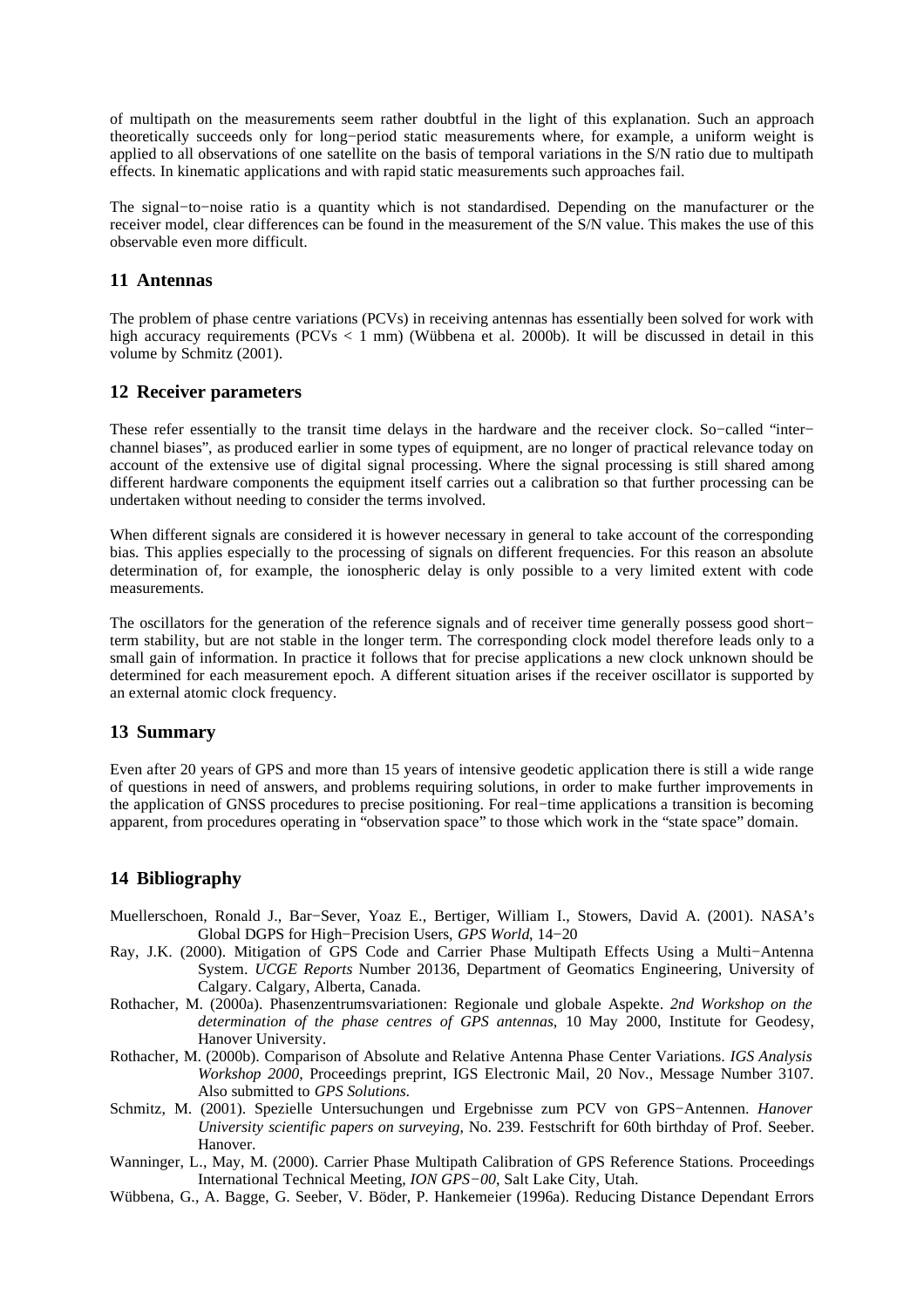of multipath on the measurements seem rather doubtful in the light of this explanation. Such an approach theoretically succeeds only for long−period static measurements where, for example, a uniform weight is applied to all observations of one satellite on the basis of temporal variations in the S/N ratio due to multipath effects. In kinematic applications and with rapid static measurements such approaches fail.

The signal−to−noise ratio is a quantity which is not standardised. Depending on the manufacturer or the receiver model, clear differences can be found in the measurement of the S/N value. This makes the use of this observable even more difficult.

## 11 Antennas

The problem of phase centre variations (PCVs) in receiving antennas has essentially been solved for work with high accuracy requirements (PCVs < 1 mm) (Wübbena et al. 2000b). It will be discussed in detail in this volume by Schmitz (2001).

## 12 Receiver parameters

These refer essentially to the transit time delays in the hardware and the receiver clock. So−called "inter−channel biases", as produced earlier in some types of equipment, are no longer of practical relevance today on account of the extensive use of digital signal processing. Where the signal processing is still shared among different hardware components the equipment itself carries out a calibration so that further processing can be undertaken without needing to consider the terms involved.

When different signals are considered it is however necessary in general to take account of the corresponding bias. This applies especially to the processing of signals on different frequencies. For this reason an absolute determination of, for example, the ionospheric delay is only possible to a very limited extent with code measurements.

The oscillators for the generation of the reference signals and of receiver time generally possess good short−term stability, but are not stable in the longer term. The corresponding clock model therefore leads only to a small gain of information. In practice it follows that for precise applications a new clock unknown should be determined for each measurement epoch. A different situation arises if the receiver oscillator is supported by an external atomic clock frequency.

## 13 Summary

Even after 20 years of GPS and more than 15 years of intensive geodetic application there is still a wide range of questions in need of answers, and problems requiring solutions, in order to make further improvements in the application of GNSS procedures to precise positioning. For real−time applications a transition is becoming apparent, from procedures operating in "observation space" to those which work in the "state space" domain.

## 14 Bibliography

Muellerschoen, Ronald J., Bar−Sever, Yoaz E., Bertiger, William I., Stowers, David A. (2001). NASA's Global DGPS for High−Precision Users, *GPS World*, 14−20

Ray, J.K. (2000). Mitigation of GPS Code and Carrier Phase Multipath Effects Using a Multi−Antenna System. *UCGE Reports* Number 20136, Department of Geomatics Engineering, University of Calgary. Calgary, Alberta, Canada.

Rothacher, M. (2000a). Phasenzentrumsvariationen: Regionale und globale Aspekte. *2nd Workshop on the determination of the phase centres of GPS antennas*, 10 May 2000, Institute for Geodesy, Hanover University.

Rothacher, M. (2000b). Comparison of Absolute and Relative Antenna Phase Center Variations. *IGS Analysis Workshop 2000*, Proceedings preprint, IGS Electronic Mail, 20 Nov., Message Number 3107. Also submitted to *GPS Solutions.*

Schmitz, M. (2001). Spezielle Untersuchungen und Ergebnisse zum PCV von GPS−Antennen. *Hanover University scientific papers on surveying*, No. 239. Festschrift for 60th birthday of Prof. Seeber. Hanover.

Wanninger, L., May, M. (2000). Carrier Phase Multipath Calibration of GPS Reference Stations. Proceedings International Technical Meeting, *ION GPS−00*, Salt Lake City, Utah.

Wübbena, G., A. Bagge, G. Seeber, V. Böder, P. Hankemeier (1996a). Reducing Distance Dependant Errors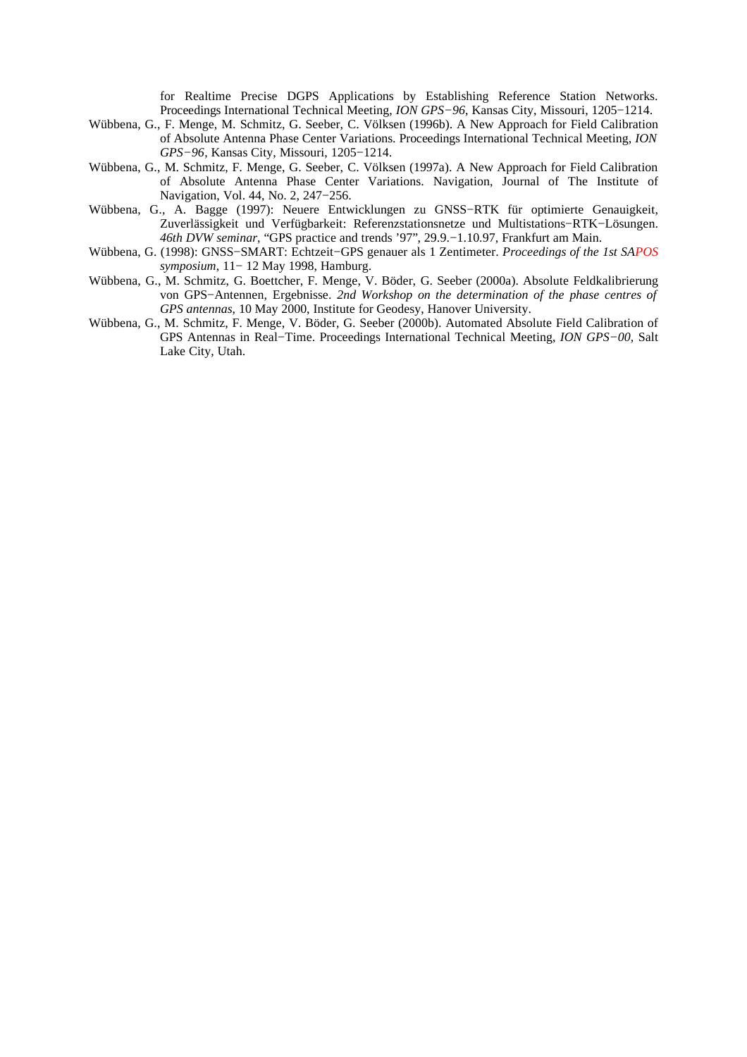for Realtime Precise DGPS Applications by Establishing Reference Station Networks. Proceedings International Technical Meeting, *ION GPS−96*, Kansas City, Missouri, 1205−1214.

Wübbena, G., F. Menge, M. Schmitz, G. Seeber, C. Völksen (1996b). A New Approach for Field Calibration of Absolute Antenna Phase Center Variations. Proceedings International Technical Meeting, *ION GPS−96*, Kansas City, Missouri, 1205−1214.

Wübbena, G., M. Schmitz, F. Menge, G. Seeber, C. Völksen (1997a). A New Approach for Field Calibration of Absolute Antenna Phase Center Variations. Navigation, Journal of The Institute of Navigation, Vol. 44, No. 2, 247−256.

Wübbena, G., A. Bagge (1997): Neuere Entwicklungen zu GNSS−RTK für optimierte Genauigkeit, Zuverlässigkeit und Verfügbarkeit: Referenzstationsnetze und Multistations−RTK−Lösungen. *46th DVW seminar*, "GPS practice and trends '97", 29.9.−1.10.97, Frankfurt am Main.

Wübbena, G. (1998): GNSS−SMART: Echtzeit−GPS genauer als 1 Zentimeter. *Proceedings of the 1st SAPOS symposium*, 11− 12 May 1998, Hamburg.

Wübbena, G., M. Schmitz, G. Boettcher, F. Menge, V. Böder, G. Seeber (2000a). Absolute Feldkalibrierung von GPS−Antennen, Ergebnisse. *2nd Workshop on the determination of the phase centres of GPS antennas*, 10 May 2000, Institute for Geodesy, Hanover University.

Wübbena, G., M. Schmitz, F. Menge, V. Böder, G. Seeber (2000b). Automated Absolute Field Calibration of GPS Antennas in Real−Time. Proceedings International Technical Meeting, *ION GPS−00*, Salt Lake City, Utah.